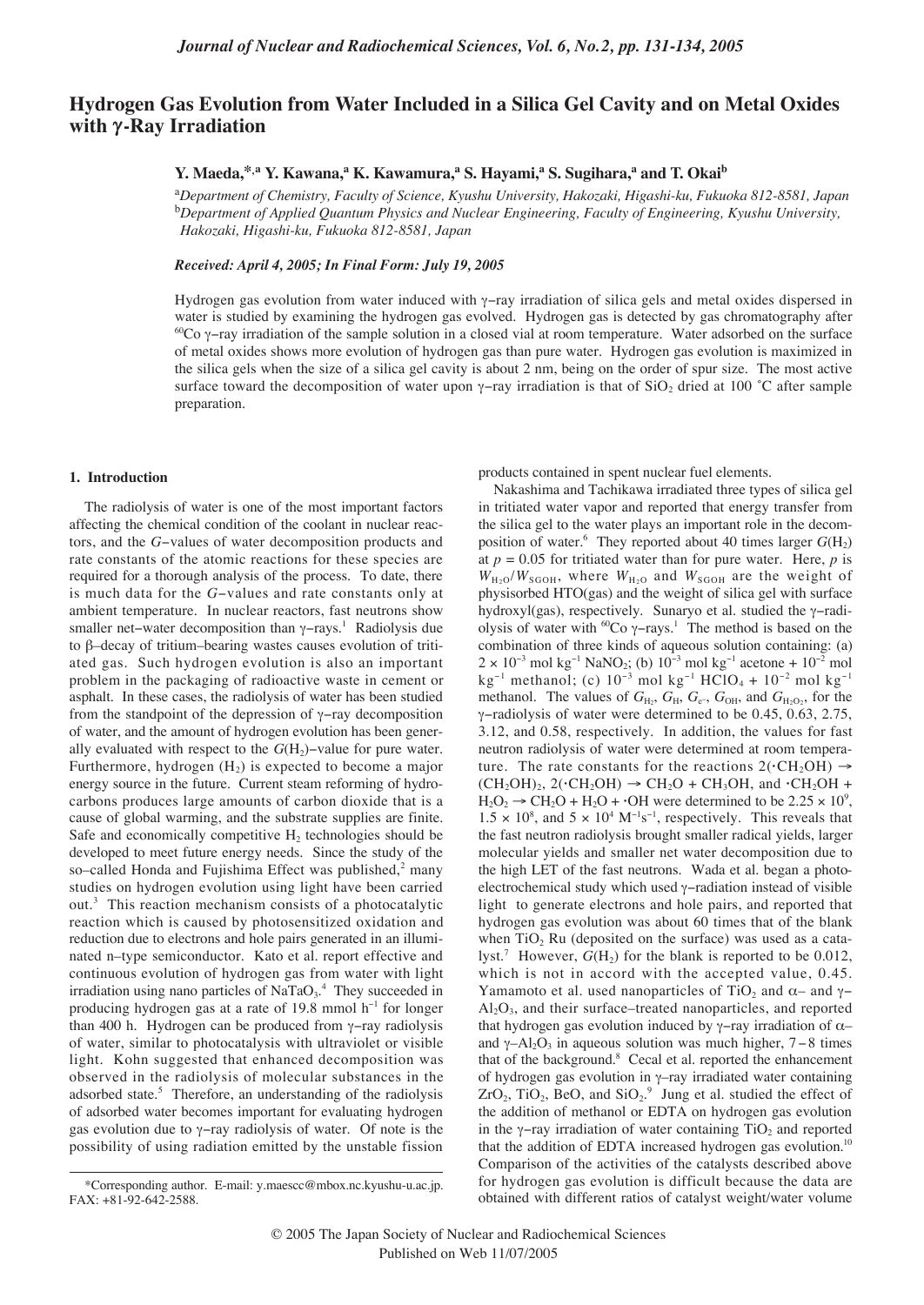# Hydrogen Gas Evolution from Water Included in a Silica Gel Cavity and on Metal Oxides with γ-Ray Irradiation

**Y. Maeda,\*[,a] Y. Kawana,[a] K. Kawamura,[a] S. Hayami,[a] S. Sugihara,[a] and T. Okai[b]**

[a]*Department of Chemistry, Faculty of Science, Kyushu University, Hakozaki, Higashi-ku, Fukuoka 812-8581, Japan*
[b]*Department of Applied Quantum Physics and Nuclear Engineering, Faculty of Engineering, Kyushu University, Hakozaki, Higashi-ku, Fukuoka 812-8581, Japan*

***Received: April 4, 2005; In Final Form: July 19, 2005***

Hydrogen gas evolution from water induced with γ–ray irradiation of silica gels and metal oxides dispersed in water is studied by examining the hydrogen gas evolved. Hydrogen gas is detected by gas chromatography after $^{60}$Co γ–ray irradiation of the sample solution in a closed vial at room temperature. Water adsorbed on the surface of metal oxides shows more evolution of hydrogen gas than pure water. Hydrogen gas evolution is maximized in the silica gels when the size of a silica gel cavity is about 2 nm, being on the order of spur size. The most active surface toward the decomposition of water upon γ–ray irradiation is that of $SiO_2$ dried at 100 ˚C after sample preparation.

## 1. Introduction

The radiolysis of water is one of the most important factors affecting the chemical condition of the coolant in nuclear reactors, and the *G*–values of water decomposition products and rate constants of the atomic reactions for these species are required for a thorough analysis of the process. To date, there is much data for the *G*–values and rate constants only at ambient temperature. In nuclear reactors, fast neutrons show smaller net–water decomposition than γ–rays.[1] Radiolysis due to β–decay of tritium–bearing wastes causes evolution of tritiated gas. Such hydrogen evolution is also an important problem in the packaging of radioactive waste in cement or asphalt. In these cases, the radiolysis of water has been studied from the standpoint of the depression of γ–ray decomposition of water, and the amount of hydrogen evolution has been generally evaluated with respect to the $G(H_2)$–value for pure water. Furthermore, hydrogen ($H_2$) is expected to become a major energy source in the future. Current steam reforming of hydrocarbons produces large amounts of carbon dioxide that is a cause of global warming, and the substrate supplies are finite. Safe and economically competitive $H_2$ technologies should be developed to meet future energy needs. Since the study of the so–called Honda and Fujishima Effect was published,[2] many studies on hydrogen evolution using light have been carried out.[3] This reaction mechanism consists of a photocatalytic reaction which is caused by photosensitized oxidation and reduction due to electrons and holes pairs generated in an illuminated n–type semiconductor. Kato et al. report effective and continuous evolution of hydrogen gas from water with light irradiation using nano particles of $NaTaO_3$.[4] They succeeded in producing hydrogen gas at a rate of 19.8 mmol h$^{-1}$ for longer than 400 h. Hydrogen can be produced from γ–ray radiolysis of water, similar to photocatalysis with ultraviolet or visible light. Kohn suggested that enhanced decomposition was observed in the radiolysis of molecular substances in the adsorbed state.[5] Therefore, an understanding of the radiolysis of adsorbed water becomes important for evaluating hydrogen gas evolution due to γ–ray radiolysis of water. Of note is the possibility of using radiation emitted by the unstable fission products contained in spent nuclear fuel elements.

Nakashima and Tachikawa irradiated three types of silica gel in tritiated water vapor and reported that energy transfer from the silica gel to the water plays an important role in the decomposition of water.[6] They reported about 40 times larger $G(H_2)$ at $p = 0.05$ for tritiated water than for pure water. Here, $p$ is $W_{H_2O}/W_{SGOH}$, where $W_{H_2O}$ and $W_{SGOH}$ are the weight of physisorbed HTO(gas) and the weight of silica gel with surface hydroxyl(gas), respectively. Sunaryo et al. studied the γ–radiolysis of water with $^{60}$Co γ–rays.[1] The method is based on the combination of three kinds of aqueous solution containing: (a) $2 \times 10^{-3}$ mol kg$^{-1}$ $NaNO_2$; (b) $10^{-3}$ mol kg$^{-1}$ acetone + $10^{-2}$ mol kg$^{-1}$ methanol; (c) $10^{-3}$ mol kg$^{-1}$ $HClO_4$ + $10^{-2}$ mol kg$^{-1}$ methanol. The values of $G_{H_2}$, $G_H$, $G_{e^-}$, $G_{OH}$, and $G_{H_2O_2}$, for the γ–radiolysis of water were determined to be 0.45, 0.63, 2.75, 3.12, and 0.58, respectively. In addition, the values for fast neutron radiolysis of water were determined at room temperature. The rate constants for the reactions $2(\cdot CH_2OH) \rightarrow (CH_2OH)_2$, $2(\cdot CH_2OH) \rightarrow CH_2O + CH_3OH$, and $\cdot CH_2OH + H_2O_2 \rightarrow CH_2O + H_2O + \cdot OH$ were determined to be $2.25 \times 10^9$, $1.5 \times 10^8$, and $5 \times 10^4$ M$^{-1}$s$^{-1}$, respectively. This reveals that the fast neutron radiolysis brought smaller radical yields, larger molecular yields and smaller net water decomposition due to the high LET of the fast neutrons. Wada et al. began a photoelectrochemical study which used γ–radiation instead of visible light to generate electrons and hole pairs, and reported that hydrogen gas evolution was about 60 times that of the blank when $TiO_2$ Ru (deposited on the surface) was used as a catalyst.[7] However, $G(H_2)$ for the blank is reported to be 0.012, which is not in accord with the accepted value, 0.45. Yamamoto et al. used nanoparticles of $TiO_2$ and α– and γ–$Al_2O_3$, and their surface–treated nanoparticles, and reported that hydrogen gas evolution induced by γ–ray irradiation of α– and γ–$Al_2O_3$ in aqueous solution was much higher, 7 – 8 times that of the background.[8] Cecal et al. reported the enhancement of hydrogen gas evolution in γ–ray irradiated water containing $ZrO_2$, $TiO_2$, BeO, and $SiO_2$.[9] Jung et al. studied the effect of the addition of methanol or EDTA on hydrogen gas evolution in the γ–ray irradiation of water containing $TiO_2$ and reported that the addition of EDTA increased hydrogen gas evolution.[10] Comparison of the activities of the catalysts described above for hydrogen gas evolution is difficult because the data are obtained with different ratios of catalyst weight/water volume

\*Corresponding author. E-mail: y.maescc@mbox.nc.kyushu-u.ac.jp. FAX: +81-92-642-2588.

© 2005 The Japan Society of Nuclear and Radiochemical Sciences
Published on Web 11/07/2005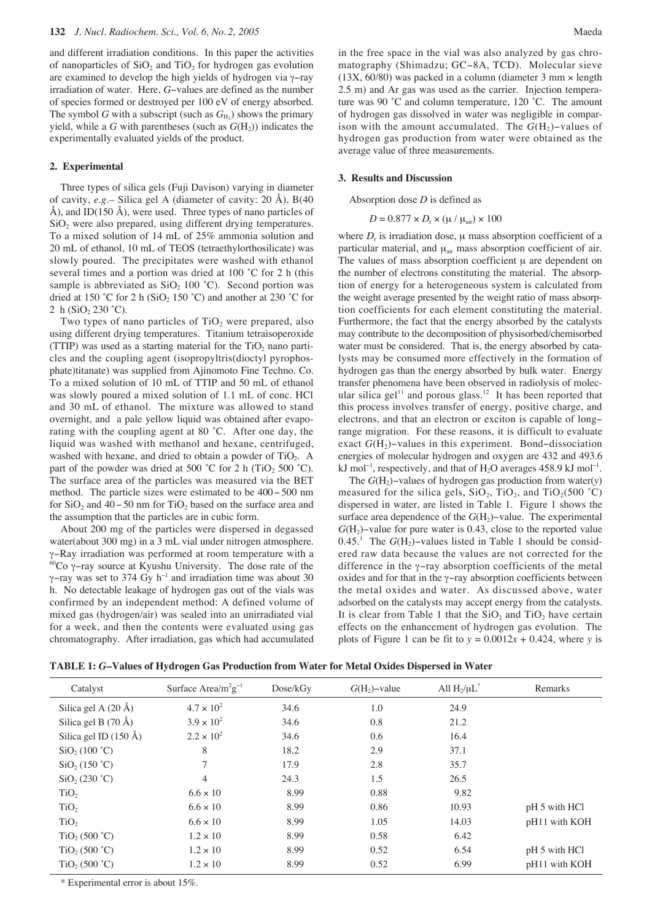and different irradiation conditions. In this paper the activities of nanoparticles of $SiO_2$ and $TiO_2$ for hydrogen gas evolution are examined to develop the high yields of hydrogen via γ–ray irradiation of water. Here, *G*–values are defined as the number of species formed or destroyed per 100 eV of energy absorbed. The symbol *G* with a subscript (such as $G_{H_2}$) shows the primary yield, while a *G* with parentheses (such as $G(H_2)$) indicates the experimentally evaluated yields of the product.

## 2. Experimental

Three types of silica gels (Fuji Davison) varying in diameter of cavity, *e.g.*– Silica gel A (diameter of cavity: 20 Å), B(40 Å), and ID(150 Å), were used. Three types of nano particles of $SiO_2$ were also prepared, using different drying temperatures. To a mixed solution of 14 mL of 25% ammonia solution and 20 mL of ethanol, 10 mL of TEOS (tetraethylorthosilicate) was slowly poured. The precipitates were washed with ethanol several times and a portion was dried at 100 ˚C for 2 h (this sample is abbreviated as $SiO_2$ 100 ˚C). Second portion was dried at 150 ˚C for 2 h ($SiO_2$ 150 ˚C) and another at 230 ˚C for 2 h ($SiO_2$ 230 ˚C).

Two types of nano particles of $TiO_2$ were prepared, also using different drying temperatures. Titanium tetraisoperoxide (TTIP) was used as a starting material for the $TiO_2$ nano particles and the coupling agent (isopropyltris(dioctyl pyrophosphate)titanate) was supplied from Ajinomoto Fine Techno. Co. To a mixed solution of 10 mL of TTIP and 50 mL of ethanol was slowly poured a mixed solution of 1.1 mL of conc. HCl and 30 mL of ethanol. The mixture was allowed to stand overnight, and a pale yellow liquid was obtained after evaporating with the coupling agent at 80 ˚C. After one day, the liquid was washed with methanol and hexane, centrifuged, washed with hexane, and dried to obtain a powder of $TiO_2$. A part of the powder was dried at 500 ˚C for 2 h ($TiO_2$ 500 ˚C). The surface area of the particles was measured via the BET method. The particle sizes were estimated to be 400 – 500 nm for $SiO_2$ and 40 – 50 nm for $TiO_2$ based on the surface area and the assumption that the particles are in cubic form.

About 200 mg of the particles were dispersed in degassed water(about 300 mg) in a 3 mL vial under nitrogen atmosphere. γ–Ray irradiation was performed at room temperature with a $^{60}$Co γ–ray source at Kyushu University. The dose rate of the γ–ray was set to 374 Gy h$^{-1}$ and irradiation time was about 30 h. No detectable leakage of hydrogen gas out of the vials was confirmed by an independent method: A defined volume of mixed gas (hydrogen/air) was sealed into an unirradiated vial for a week, and then the contents were evaluated using gas chromatography. After irradiation, gas which had accumulated in the free space in the vial was also analyzed by gas chromatography (Shimadzu; GC–8A, TCD). Molecular sieve (13X, 60/80) was packed in a column (diameter 3 mm × length 2.5 m) and Ar gas was used as the carrier. Injection temperature was 90 ˚C and column temperature, 120 ˚C. The amount of hydrogen gas dissolved in water was negligible in comparison with the amount accumulated. The $G(H_2)$–values of hydrogen gas production from water were obtained as the average value of three measurements.

## 3. Results and Discussion

Absorption dose *D* is defined as

$$D = 0.877 \times D_r \times (\mu / \mu_{air}) \times 100$$

where $D_r$ is irradiation dose, μ mass absorption coefficient of a particular material, and $\mu_{air}$ mass absorption coefficient of air. The values of mass absorption coefficient μ are dependent on the number of electrons constituting the material. The absorption of energy for a heterogeneous system is calculated from the weight average presented by the weight ratio of mass absorption coefficients for each element constituting the material. Furthermore, the fact that the energy absorbed by the catalysts may contribute to the decomposition of physisorbed/chemisorbed water must be considered. That is, the energy absorbed by catalysts may be consumed more effectively in the formation of hydrogen gas than the energy absorbed by bulk water. Energy transfer phenomena have been observed in radiolysis of molecular silica gel[11] and porous glass.[12] It has been reported that this process involves transfer of energy, positive charge, and electrons, and that an electron or exciton is capable of long–range migration. For these reasons, it is difficult to evaluate exact $G(H_2)$–values in this experiment. Bond–dissociation energies of molecular hydrogen and oxygen are 432 and 493.6 kJ mol$^{-1}$, respectively, and that of $H_2O$ averages 458.9 kJ mol$^{-1}$.

The $G(H_2)$–values of hydrogen gas production from water(*y*) measured for the silica gels, $SiO_2$, $TiO_2$, and $TiO_2$(500 ˚C) dispersed in water, are listed in Table 1. Figure 1 shows the surface area dependence of the $G(H_2)$–value. The experimental $G(H_2)$–value for pure water is 0.43, close to the reported value 0.45.[1] The $G(H_2)$–values listed in Table 1 should be considered raw data because the values are not corrected for the difference in the γ–ray absorption coefficients of the metal oxides and for that in the γ–ray absorption coefficients between the metal oxides and water. As discussed above, water adsorbed on the catalysts may accept energy from the catalysts. It is clear from Table 1 that the $SiO_2$ and $TiO_2$ have certain effects on the enhancement of hydrogen gas evolution. The plots of Figure 1 can be fit to $y = 0.0012x + 0.424$, where *y* is

**TABLE 1: *G*–Values of Hydrogen Gas Production from Water for Metal Oxides Dispersed in Water**

| Catalyst | Surface Area/m$^2$g$^{-1}$ | Dose/kGy | $G(H_2)$–value | All $H_2$/μL* | Remarks |
|---|---|---|---|---|---|
| Silica gel A (20 Å) | $4.7 \times 10^2$ | 34.6 | 1.0 | 24.9 | |
| Silica gel B (70 Å) | $3.9 \times 10^2$ | 34.6 | 0.8 | 21.2 | |
| Silica gel ID (150 Å) | $2.2 \times 10^2$ | 34.6 | 0.6 | 16.4 | |
| $SiO_2$ (100 ˚C) | 8 | 18.2 | 2.9 | 37.1 | |
| $SiO_2$ (150 ˚C) | 7 | 17.9 | 2.8 | 35.7 | |
| $SiO_2$ (230 ˚C) | 4 | 24.3 | 1.5 | 26.5 | |
| $TiO_2$ | $6.6 \times 10$ | 8.99 | 0.88 | 9.82 | |
| $TiO_2$ | $6.6 \times 10$ | 8.99 | 0.86 | 10.93 | pH 5 with HCl |
| $TiO_2$ | $6.6 \times 10$ | 8.99 | 1.05 | 14.03 | pH11 with KOH |
| $TiO_2$ (500 ˚C) | $1.2 \times 10$ | 8.99 | 0.58 | 6.42 | |
| $TiO_2$ (500 ˚C) | $1.2 \times 10$ | 8.99 | 0.52 | 6.54 | pH 5 with HCl |
| $TiO_2$ (500 ˚C) | $1.2 \times 10$ | 8.99 | 0.52 | 6.99 | pH11 with KOH |

\* Experimental error is about 15%.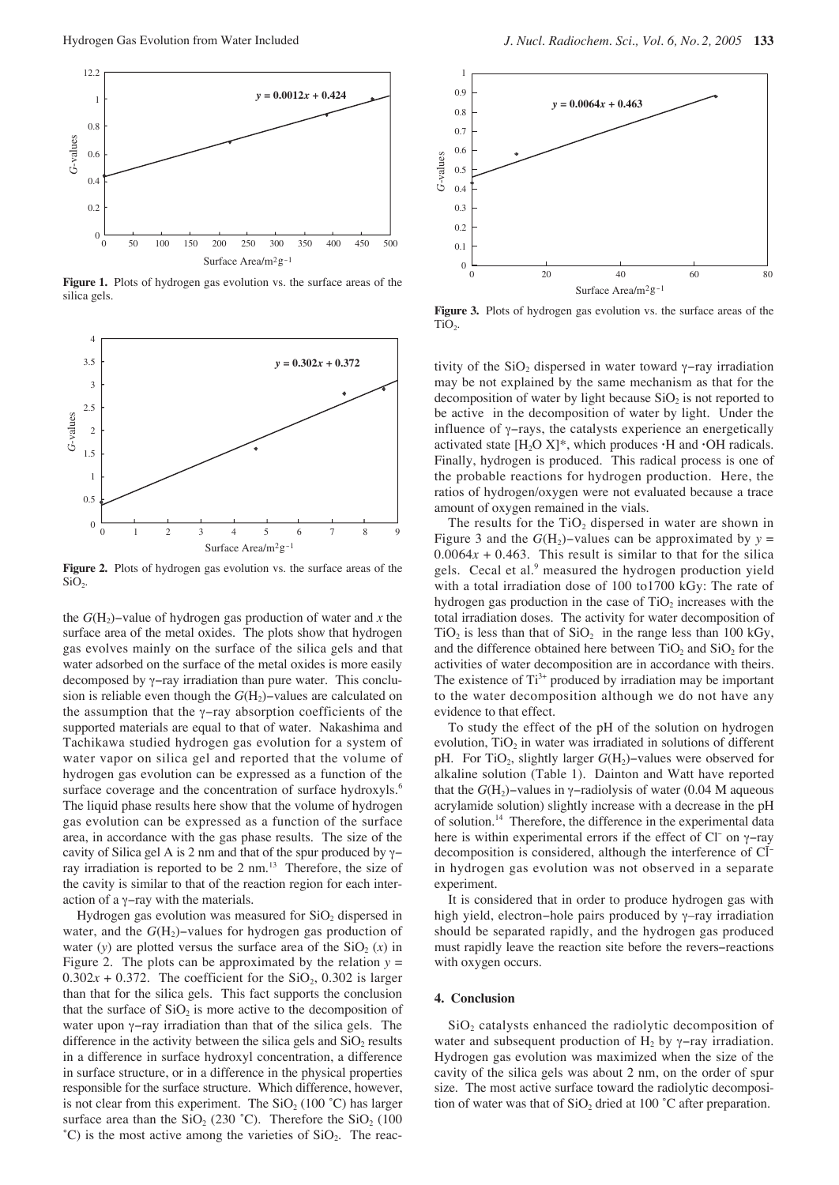**Figure 1.** Plots of hydrogen gas evolution vs. the surface areas of the silica gels.

**Figure 2.** Plots of hydrogen gas evolution vs. the surface areas of the $SiO_2$.

the $G(H_2)$–value of hydrogen gas production of water and $x$ the surface area of the metal oxides. The plots show that hydrogen gas evolves mainly on the surface of the silica gels and that water adsorbed on the surface of the metal oxides is more easily decomposed by γ–ray irradiation than pure water. This conclusion is reliable even though the $G(H_2)$–values are calculated on the assumption that the γ–ray absorption coefficients of the supported materials are equal to that of water. Nakashima and Tachikawa studied hydrogen gas evolution for a system of water vapor on silica gel and reported that the volume of hydrogen gas evolution can be expressed as a function of the surface coverage and the concentration of surface hydroxyls.[6] The liquid phase results here show that the volume of hydrogen gas evolution can be expressed as a function of the surface area, in accordance with the gas phase results. The size of the cavity of Silica gel A is 2 nm and that of the spur produced by γ–ray irradiation is reported to be 2 nm.[13] Therefore, the size of the cavity is similar to that of the reaction region for each interaction of a γ–ray with the materials.

Hydrogen gas evolution was measured for $SiO_2$ dispersed in water, and the $G(H_2)$–values for hydrogen gas production of water ($y$) are plotted versus the surface area of the $SiO_2$ ($x$) in Figure 2. The plots can be approximated by the relation $y = 0.302x + 0.372$. The coefficient for the $SiO_2$, 0.302 is larger than that for the silica gels. This fact supports the conclusion that the surface of $SiO_2$ is more active to the decomposition of water upon γ–ray irradiation than that of the silica gels. The difference in the activity between the silica gels and $SiO_2$ results in a difference in surface hydroxyl concentration, a difference in surface structure, or in a difference in the physical properties responsible for the surface structure. Which difference, however, is not clear from this experiment. The $SiO_2$ (100 ˚C) has larger surface area than the $SiO_2$ (230 ˚C). Therefore the $SiO_2$ (100 ˚C) is the most active among the varieties of $SiO_2$. The reactivity of the $SiO_2$ dispersed in water toward γ–ray irradiation may be not explained by the same mechanism as that for the decomposition of water by light because $SiO_2$ is not reported to be active in the decomposition of water by light. Under the influence of γ–rays, the catalysts experience an energetically activated state $[H_2O\ X]^*$, which produces ·H and ·OH radicals. Finally, hydrogen is produced. This radical process is one of the probable reactions for hydrogen production. Here, the ratios of hydrogen/oxygen were not evaluated because a trace amount of oxygen remained in the vials.

**Figure 3.** Plots of hydrogen gas evolution vs. the surface areas of the $TiO_2$.

The results for the $TiO_2$ dispersed in water are shown in Figure 3 and the $G(H_2)$–values can be approximated by $y = 0.0064x + 0.463$. This result is similar to that for the silica gels. Cecal et al.[9] measured the hydrogen production yield with a total irradiation dose of 100 to1700 kGy: The rate of hydrogen gas production in the case of $TiO_2$ increases with the total irradiation doses. The activity for water decomposition of $TiO_2$ is less than that of $SiO_2$ in the range less than 100 kGy, and the difference obtained here between $TiO_2$ and $SiO_2$ for the activities of water decomposition are in accordance with theirs. The existence of $Ti^{3+}$ produced by irradiation may be important to the water decomposition although we do not have any evidence to that effect.

To study the effect of the pH of the solution on hydrogen evolution, $TiO_2$ in water was irradiated in solutions of different pH. For $TiO_2$, slightly larger $G(H_2)$–values were observed for alkaline solution (Table 1). Dainton and Watt have reported that the $G(H_2)$–values in γ–radiolysis of water (0.04 M aqueous acrylamide solution) slightly increase with a decrease in the pH of solution.[14] Therefore, the difference in the experimental data here is within experimental errors if the effect of $Cl^-$ on γ–ray decomposition is considered, although the interference of $Cl^-$ in hydrogen gas evolution was not observed in a separate experiment.

It is considered that in order to produce hydrogen gas with high yield, electron–hole pairs produced by γ–ray irradiation should be separated rapidly, and the hydrogen gas produced must rapidly leave the reaction site before the revers–reactions with oxygen occurs.

## 4. Conclusion

$SiO_2$ catalysts enhanced the radiolytic decomposition of water and subsequent production of $H_2$ by γ–ray irradiation. Hydrogen gas evolution was maximized when the size of the cavity of the silica gels was about 2 nm, on the order of spur size. The most active surface toward the radiolytic decomposition of water was that of $SiO_2$ dried at 100 ˚C after preparation.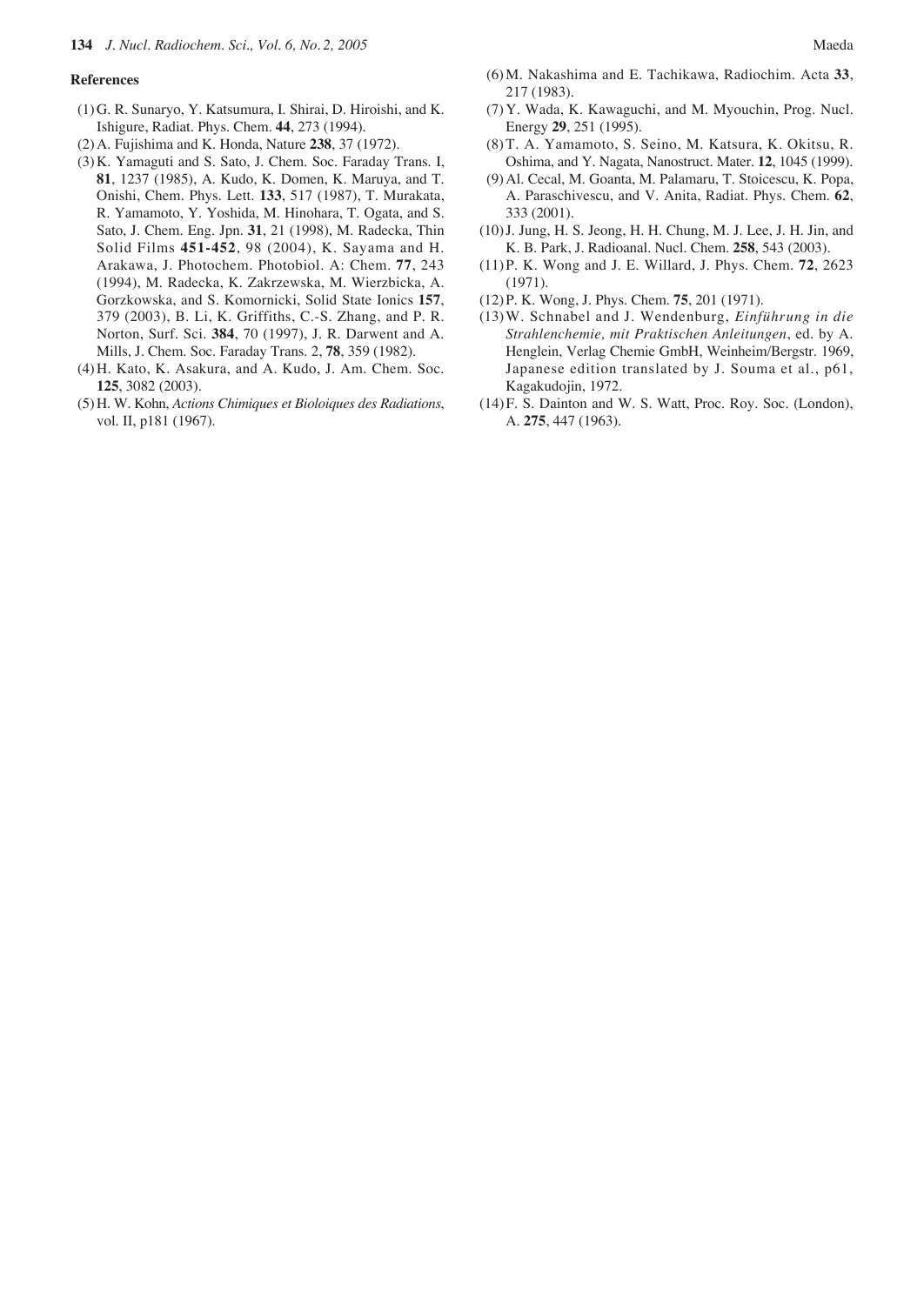### References

(1) G. R. Sunaryo, Y. Katsumura, I. Shirai, D. Hiroishi, and K. Ishigure, Radiat. Phys. Chem. **44**, 273 (1994).

(2) A. Fujishima and K. Honda, Nature **238**, 37 (1972).

(3) K. Yamaguti and S. Sato, J. Chem. Soc. Faraday Trans. I, **81**, 1237 (1985), A. Kudo, K. Domen, K. Maruya, and T. Onishi, Chem. Phys. Lett. **133**, 517 (1987), T. Murakata, R. Yamamoto, Y. Yoshida, M. Hinohara, T. Ogata, and S. Sato, J. Chem. Eng. Jpn. **31**, 21 (1998), M. Radecka, Thin Solid Films **451-452**, 98 (2004), K. Sayama and H. Arakawa, J. Photochem. Photobiol. A: Chem. **77**, 243 (1994), M. Radecka, K. Zakrzewska, M. Wierzbicka, A. Gorzkowska, and S. Komornicki, Solid State Ionics **157**, 379 (2003), B. Li, K. Griffiths, C.-S. Zhang, and P. R. Norton, Surf. Sci. **384**, 70 (1997), J. R. Darwent and A. Mills, J. Chem. Soc. Faraday Trans. 2, **78**, 359 (1982).

(4) H. Kato, K. Asakura, and A. Kudo, J. Am. Chem. Soc. **125**, 3082 (2003).

(5) H. W. Kohn, *Actions Chimiques et Bioloiques des Radiations*, vol. II, p181 (1967).

(6) M. Nakashima and E. Tachikawa, Radiochim. Acta **33**, 217 (1983).

(7) Y. Wada, K. Kawaguchi, and M. Myouchin, Prog. Nucl. Energy **29**, 251 (1995).

(8) T. A. Yamamoto, S. Seino, M. Katsura, K. Okitsu, R. Oshima, and Y. Nagata, Nanostruct. Mater. **12**, 1045 (1999).

(9) Al. Cecal, M. Goanta, M. Palamaru, T. Stoicescu, K. Popa, A. Paraschivescu, and V. Anita, Radiat. Phys. Chem. **62**, 333 (2001).

(10) J. Jung, H. S. Jeong, H. H. Chung, M. J. Lee, J. H. Jin, and K. B. Park, J. Radioanal. Nucl. Chem. **258**, 543 (2003).

(11) P. K. Wong and J. E. Willard, J. Phys. Chem. **72**, 2623 (1971).

(12) P. K. Wong, J. Phys. Chem. **75**, 201 (1971).

(13) W. Schnabel and J. Wendenburg, *Einführung in die Strahlenchemie, mit Praktischen Anleitungen*, ed. by A. Henglein, Verlag Chemie GmbH, Weinheim/Bergstr. 1969, Japanese edition translated by J. Souma et al., p61, Kagakudojin, 1972.

(14) F. S. Dainton and W. S. Watt, Proc. Roy. Soc. (London), A. **275**, 447 (1963).